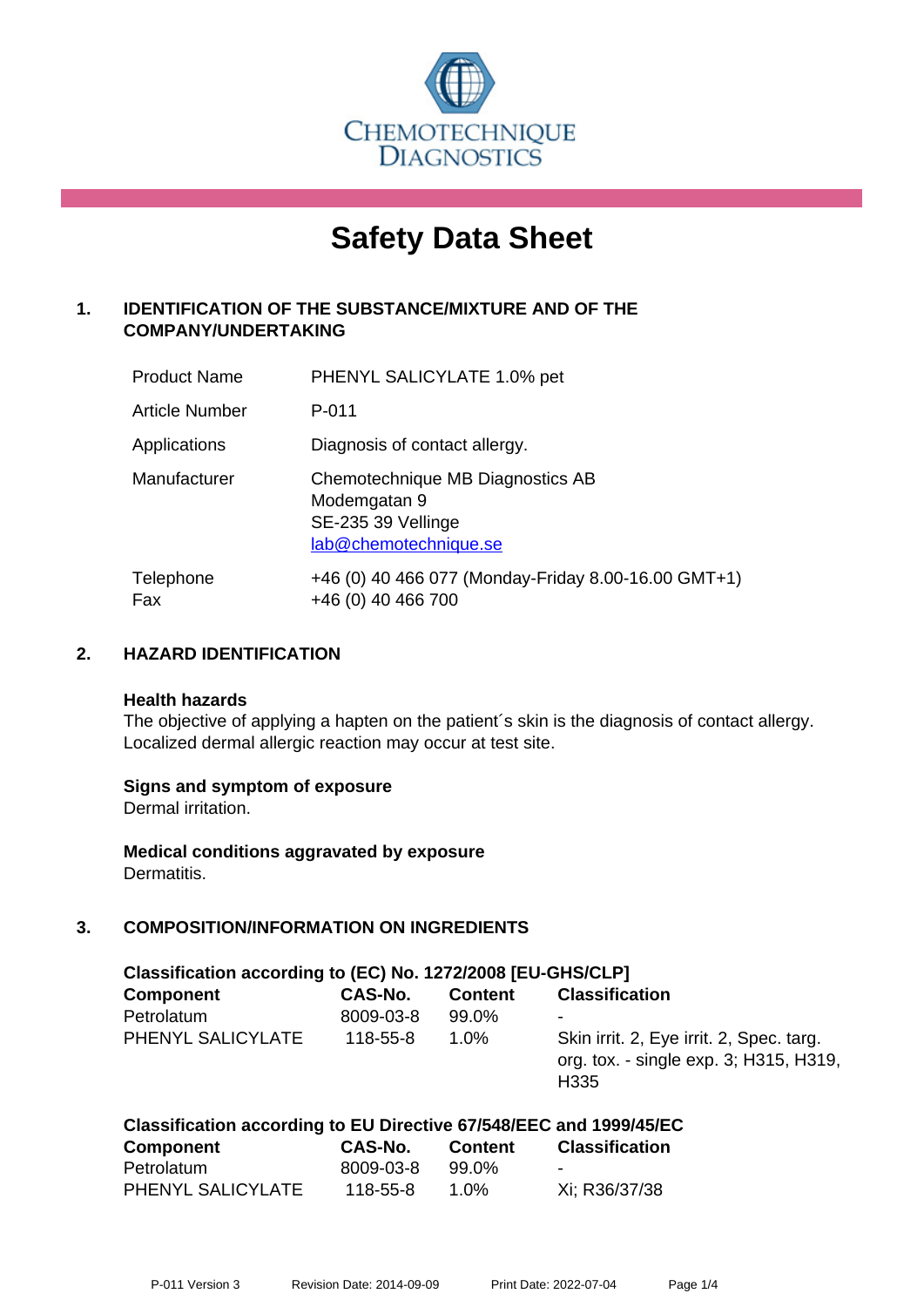CHEMOTECHNIQUE DIAGNOSTICS

# Safety Data Sheet

## 1. IDENTIFICATION OF THE SUBSTANCE/MIXTURE AND OF THE COMPANY/UNDERTAKING

| | |
|---|---|
| Product Name | PHENYL SALICYLATE 1.0% pet |
| Article Number | P-011 |
| Applications | Diagnosis of contact allergy. |
| Manufacturer | Chemotechnique MB Diagnostics AB<br>Modemgatan 9<br>SE-235 39 Vellinge<br>lab@chemotechnique.se |
| Telephone<br>Fax | +46 (0) 40 466 077 (Monday-Friday 8.00-16.00 GMT+1)<br>+46 (0) 40 466 700 |

## 2. HAZARD IDENTIFICATION

**Health hazards**

The objective of applying a hapten on the patient´s skin is the diagnosis of contact allergy. Localized dermal allergic reaction may occur at test site.

**Signs and symptom of exposure**

Dermal irritation.

**Medical conditions aggravated by exposure**

Dermatitis.

## 3. COMPOSITION/INFORMATION ON INGREDIENTS

**Classification according to (EC) No. 1272/2008 [EU-GHS/CLP]**

| Component | CAS-No. | Content | Classification |
|---|---|---|---|
| Petrolatum | 8009-03-8 | 99.0% | - |
| PHENYL SALICYLATE | 118-55-8 | 1.0% | Skin irrit. 2, Eye irrit. 2, Spec. targ. org. tox. - single exp. 3; H315, H319, H335 |

**Classification according to EU Directive 67/548/EEC and 1999/45/EC**

| Component | CAS-No. | Content | Classification |
|---|---|---|---|
| Petrolatum | 8009-03-8 | 99.0% | - |
| PHENYL SALICYLATE | 118-55-8 | 1.0% | Xi; R36/37/38 |

P-011 Version 3 Revision Date: 2014-09-09 Print Date: 2022-07-04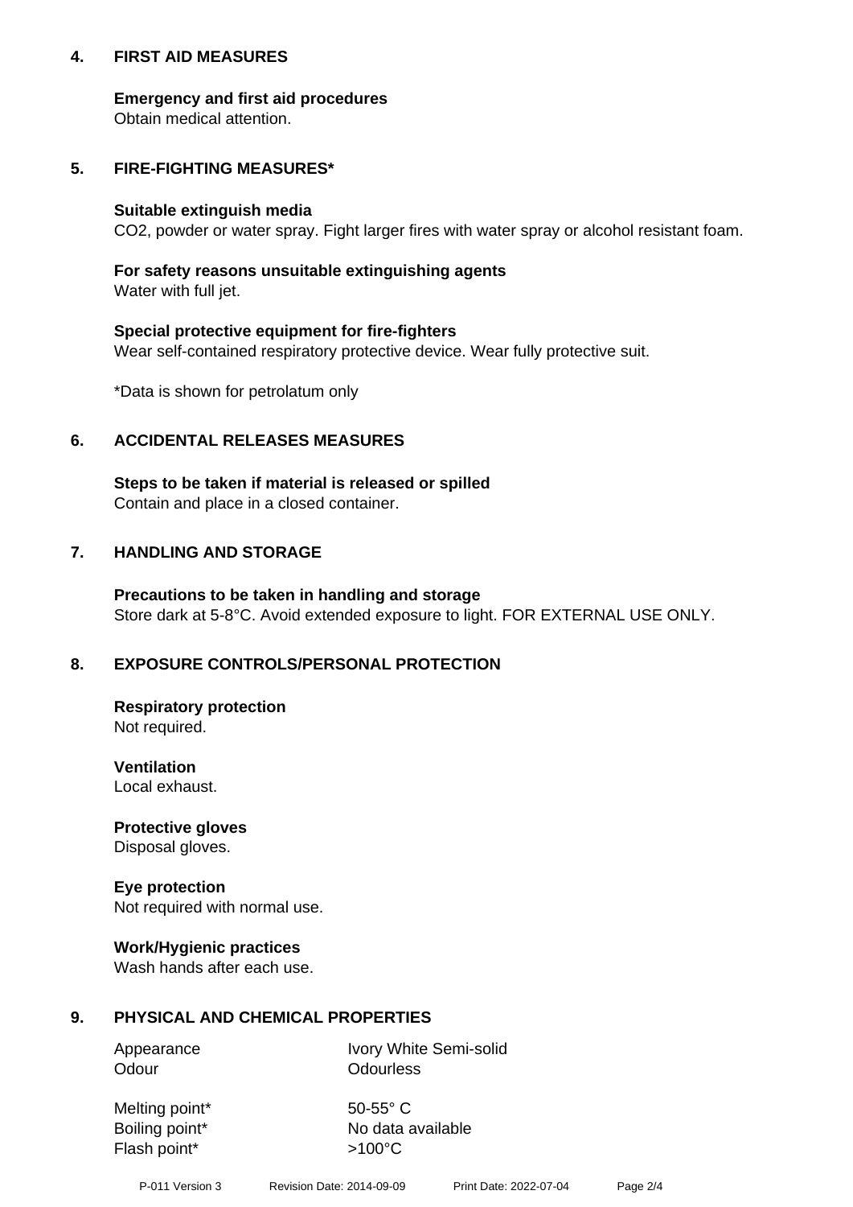## 4. FIRST AID MEASURES

**Emergency and first aid procedures**
Obtain medical attention.

## 5. FIRE-FIGHTING MEASURES*

**Suitable extinguish media**
$CO_2$, powder or water spray. Fight larger fires with water spray or alcohol resistant foam.

**For safety reasons unsuitable extinguishing agents**
Water with full jet.

**Special protective equipment for fire-fighters**
Wear self-contained respiratory protective device. Wear fully protective suit.

*Data is shown for petrolatum only

## 6. ACCIDENTAL RELEASES MEASURES

**Steps to be taken if material is released or spilled**
Contain and place in a closed container.

## 7. HANDLING AND STORAGE

**Precautions to be taken in handling and storage**
Store dark at 5-8°C. Avoid extended exposure to light. FOR EXTERNAL USE ONLY.

## 8. EXPOSURE CONTROLS/PERSONAL PROTECTION

**Respiratory protection**
Not required.

**Ventilation**
Local exhaust.

**Protective gloves**
Disposal gloves.

**Eye protection**
Not required with normal use.

**Work/Hygienic practices**
Wash hands after each use.

## 9. PHYSICAL AND CHEMICAL PROPERTIES

| | |
|---|---|
| Appearance | Ivory White Semi-solid |
| Odour | Odourless |
| Melting point* | 50-55° C |
| Boiling point* | No data available |
| Flash point* | >100°C |

P-011 Version 3 Revision Date: 2014-09-09 Print Date: 2022-07-04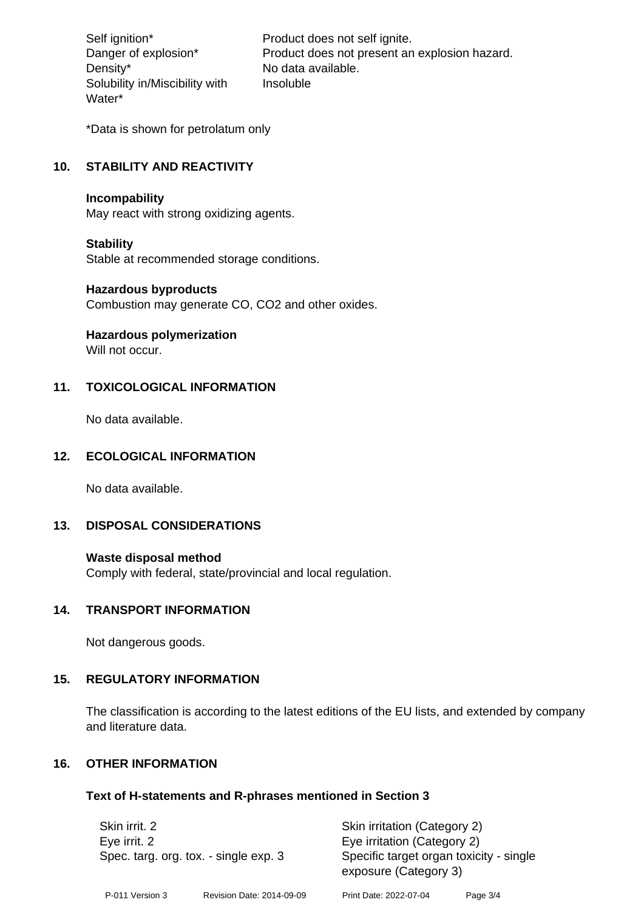| | |
|---|---|
| Self ignition* | Product does not self ignite. |
| Danger of explosion* | Product does not present an explosion hazard. |
| Density* | No data available. |
| Solubility in/Miscibility with Water* | Insoluble |

*Data is shown for petrolatum only

## 10. STABILITY AND REACTIVITY

**Incompability**
May react with strong oxidizing agents.

**Stability**
Stable at recommended storage conditions.

**Hazardous byproducts**
Combustion may generate CO, $CO_2$ and other oxides.

**Hazardous polymerization**
Will not occur.

## 11. TOXICOLOGICAL INFORMATION

No data available.

## 12. ECOLOGICAL INFORMATION

No data available.

## 13. DISPOSAL CONSIDERATIONS

**Waste disposal method**
Comply with federal, state/provincial and local regulation.

## 14. TRANSPORT INFORMATION

Not dangerous goods.

## 15. REGULATORY INFORMATION

The classification is according to the latest editions of the EU lists, and extended by company and literature data.

## 16. OTHER INFORMATION

**Text of H-statements and R-phrases mentioned in Section 3**

| | |
|---|---|
| Skin irrit. 2 | Skin irritation (Category 2) |
| Eye irrit. 2 | Eye irritation (Category 2) |
| Spec. targ. org. tox. - single exp. 3 | Specific target organ toxicity - single exposure (Category 3) |

P-011 Version 3 Revision Date: 2014-09-09 Print Date: 2022-07-04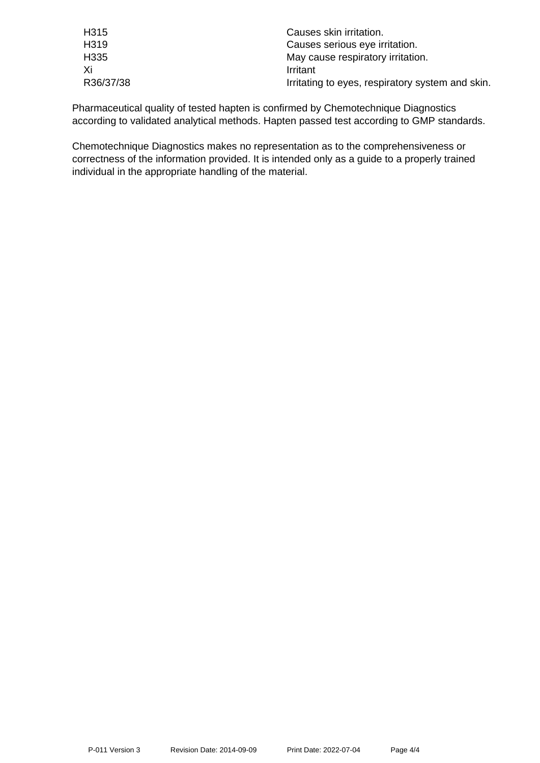| | |
|---|---|
| H315 | Causes skin irritation. |
| H319 | Causes serious eye irritation. |
| H335 | May cause respiratory irritation. |
| Xi | Irritant |
| R36/37/38 | Irritating to eyes, respiratory system and skin. |

Pharmaceutical quality of tested hapten is confirmed by Chemotechnique Diagnostics according to validated analytical methods. Hapten passed test according to GMP standards.

Chemotechnique Diagnostics makes no representation as to the comprehensiveness or correctness of the information provided. It is intended only as a guide to a properly trained individual in the appropriate handling of the material.